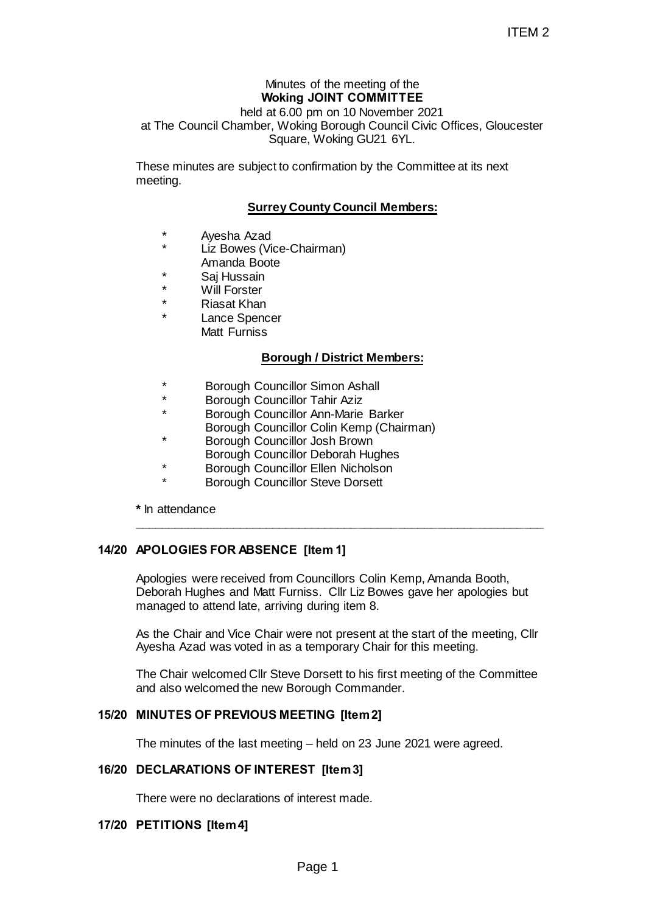ITEM 2

Minutes of the meeting of the
**Woking JOINT COMMITTEE**
held at 6.00 pm on 10 November 2021
at The Council Chamber, Woking Borough Council Civic Offices, Gloucester Square, Woking GU21 6YL.

These minutes are subject to confirmation by the Committee at its next meeting.

**Surrey County Council Members:**

- \* Ayesha Azad
- \* Liz Bowes (Vice-Chairman)
- Amanda Boote
- \* Saj Hussain
- \* Will Forster
- \* Riasat Khan
- \* Lance Spencer
- Matt Furniss

**Borough / District Members:**

- \* Borough Councillor Simon Ashall
- \* Borough Councillor Tahir Aziz
- \* Borough Councillor Ann-Marie Barker
- Borough Councillor Colin Kemp (Chairman)
- \* Borough Councillor Josh Brown
- Borough Councillor Deborah Hughes
- \* Borough Councillor Ellen Nicholson
- \* Borough Councillor Steve Dorsett

**\*** In attendance

---

## 14/20 APOLOGIES FOR ABSENCE [Item 1]

Apologies were received from Councillors Colin Kemp, Amanda Booth, Deborah Hughes and Matt Furniss. Cllr Liz Bowes gave her apologies but managed to attend late, arriving during item 8.

As the Chair and Vice Chair were not present at the start of the meeting, Cllr Ayesha Azad was voted in as a temporary Chair for this meeting.

The Chair welcomed Cllr Steve Dorsett to his first meeting of the Committee and also welcomed the new Borough Commander.

## 15/20 MINUTES OF PREVIOUS MEETING [Item 2]

The minutes of the last meeting – held on 23 June 2021 were agreed.

## 16/20 DECLARATIONS OF INTEREST [Item 3]

There were no declarations of interest made.

## 17/20 PETITIONS [Item 4]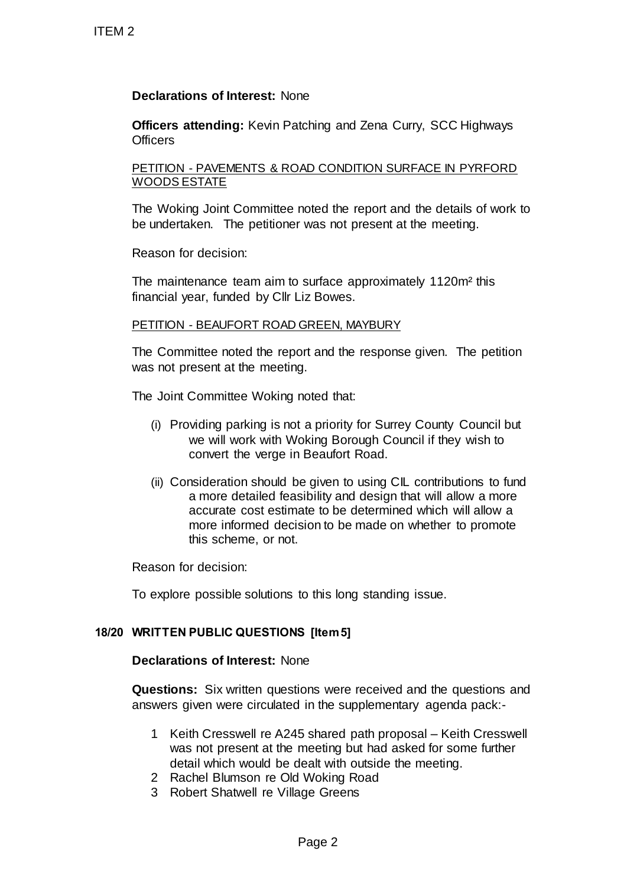**Declarations of Interest:** None

**Officers attending:** Kevin Patching and Zena Curry, SCC Highways Officers

PETITION - PAVEMENTS & ROAD CONDITION SURFACE IN PYRFORD WOODS ESTATE

The Woking Joint Committee noted the report and the details of work to be undertaken. The petitioner was not present at the meeting.

Reason for decision:

The maintenance team aim to surface approximately 1120m² this financial year, funded by Cllr Liz Bowes.

PETITION - BEAUFORT ROAD GREEN, MAYBURY

The Committee noted the report and the response given. The petition was not present at the meeting.

The Joint Committee Woking noted that:

(i) Providing parking is not a priority for Surrey County Council but we will work with Woking Borough Council if they wish to convert the verge in Beaufort Road.

(ii) Consideration should be given to using CIL contributions to fund a more detailed feasibility and design that will allow a more accurate cost estimate to be determined which will allow a more informed decision to be made on whether to promote this scheme, or not.

Reason for decision:

To explore possible solutions to this long standing issue.

## 18/20 WRITTEN PUBLIC QUESTIONS [Item 5]

**Declarations of Interest:** None

**Questions:** Six written questions were received and the questions and answers given were circulated in the supplementary agenda pack:-

1. Keith Cresswell re A245 shared path proposal – Keith Cresswell was not present at the meeting but had asked for some further detail which would be dealt with outside the meeting.
2. Rachel Blumson re Old Woking Road
3. Robert Shatwell re Village Greens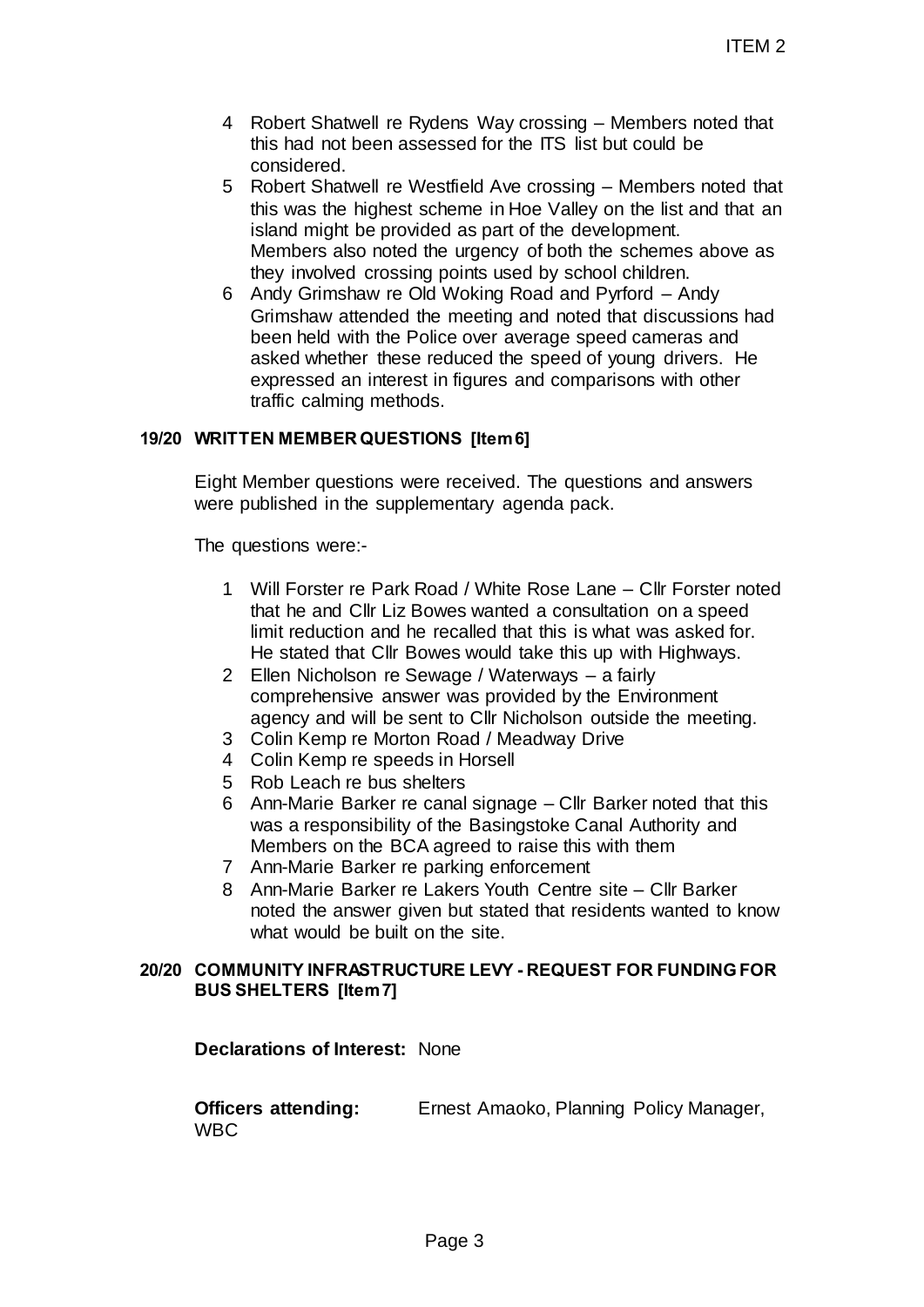4. Robert Shatwell re Rydens Way crossing – Members noted that this had not been assessed for the ITS list but could be considered.
5. Robert Shatwell re Westfield Ave crossing – Members noted that this was the highest scheme in Hoe Valley on the list and that an island might be provided as part of the development. Members also noted the urgency of both the schemes above as they involved crossing points used by school children.
6. Andy Grimshaw re Old Woking Road and Pyrford – Andy Grimshaw attended the meeting and noted that discussions had been held with the Police over average speed cameras and asked whether these reduced the speed of young drivers. He expressed an interest in figures and comparisons with other traffic calming methods.

## 19/20 WRITTEN MEMBER QUESTIONS [Item 6]

Eight Member questions were received. The questions and answers were published in the supplementary agenda pack.

The questions were:-

1. Will Forster re Park Road / White Rose Lane – Cllr Forster noted that he and Cllr Liz Bowes wanted a consultation on a speed limit reduction and he recalled that this is what was asked for. He stated that Cllr Bowes would take this up with Highways.
2. Ellen Nicholson re Sewage / Waterways – a fairly comprehensive answer was provided by the Environment agency and will be sent to Cllr Nicholson outside the meeting.
3. Colin Kemp re Morton Road / Meadway Drive
4. Colin Kemp re speeds in Horsell
5. Rob Leach re bus shelters
6. Ann-Marie Barker re canal signage – Cllr Barker noted that this was a responsibility of the Basingstoke Canal Authority and Members on the BCA agreed to raise this with them
7. Ann-Marie Barker re parking enforcement
8. Ann-Marie Barker re Lakers Youth Centre site – Cllr Barker noted the answer given but stated that residents wanted to know what would be built on the site.

## 20/20 COMMUNITY INFRASTRUCTURE LEVY - REQUEST FOR FUNDING FOR BUS SHELTERS [Item 7]

**Declarations of Interest:** None

**Officers attending:** Ernest Amaoko, Planning Policy Manager, WBC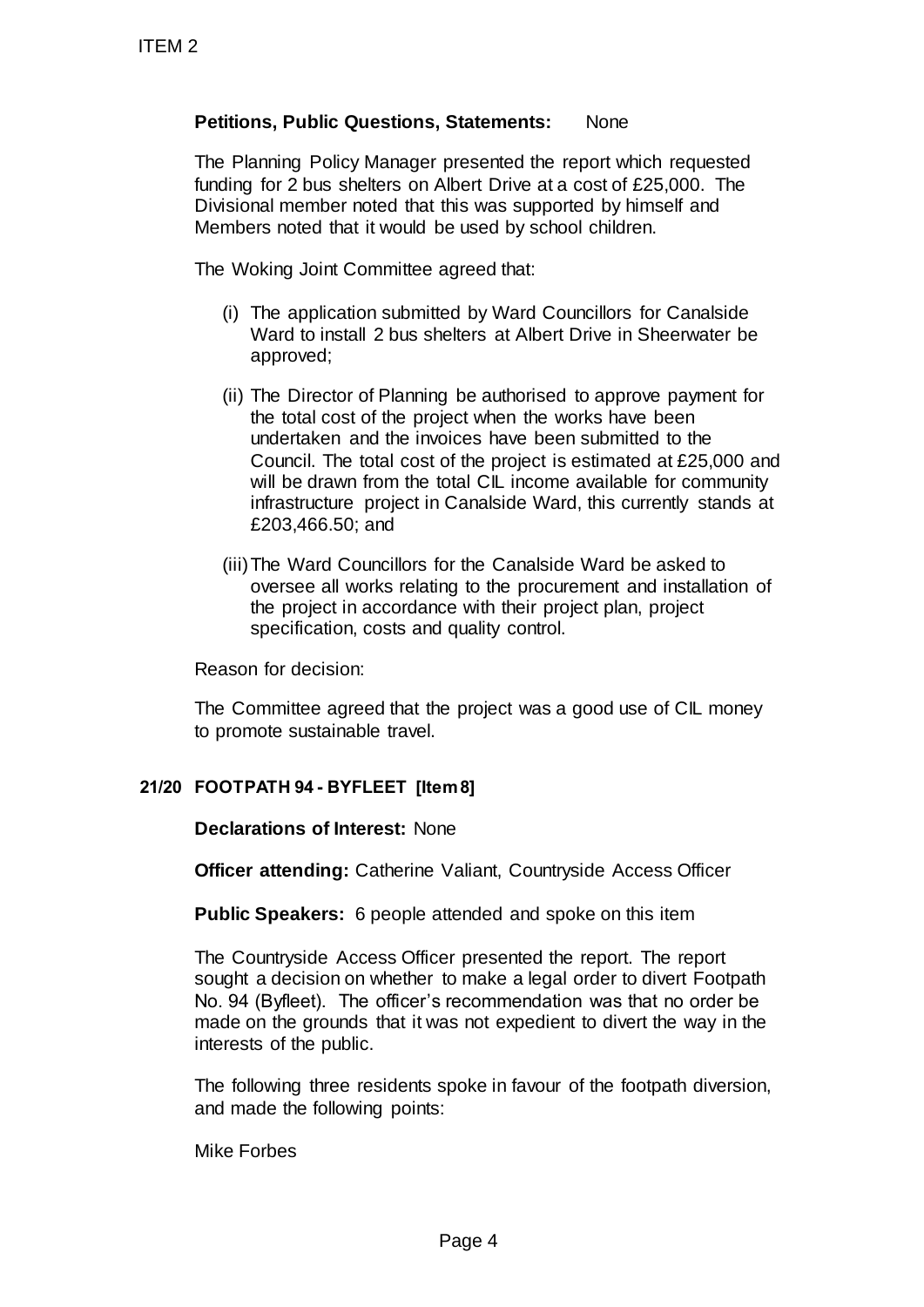**Petitions, Public Questions, Statements:** None

The Planning Policy Manager presented the report which requested funding for 2 bus shelters on Albert Drive at a cost of £25,000. The Divisional member noted that this was supported by himself and Members noted that it would be used by school children.

The Woking Joint Committee agreed that:

(i) The application submitted by Ward Councillors for Canalside Ward to install 2 bus shelters at Albert Drive in Sheerwater be approved;

(ii) The Director of Planning be authorised to approve payment for the total cost of the project when the works have been undertaken and the invoices have been submitted to the Council. The total cost of the project is estimated at £25,000 and will be drawn from the total CIL income available for community infrastructure project in Canalside Ward, this currently stands at £203,466.50; and

(iii) The Ward Councillors for the Canalside Ward be asked to oversee all works relating to the procurement and installation of the project in accordance with their project plan, project specification, costs and quality control.

Reason for decision:

The Committee agreed that the project was a good use of CIL money to promote sustainable travel.

**21/20 FOOTPATH 94 - BYFLEET [Item 8]**

**Declarations of Interest:** None

**Officer attending:** Catherine Valiant, Countryside Access Officer

**Public Speakers:** 6 people attended and spoke on this item

The Countryside Access Officer presented the report. The report sought a decision on whether to make a legal order to divert Footpath No. 94 (Byfleet). The officer's recommendation was that no order be made on the grounds that it was not expedient to divert the way in the interests of the public.

The following three residents spoke in favour of the footpath diversion, and made the following points:

Mike Forbes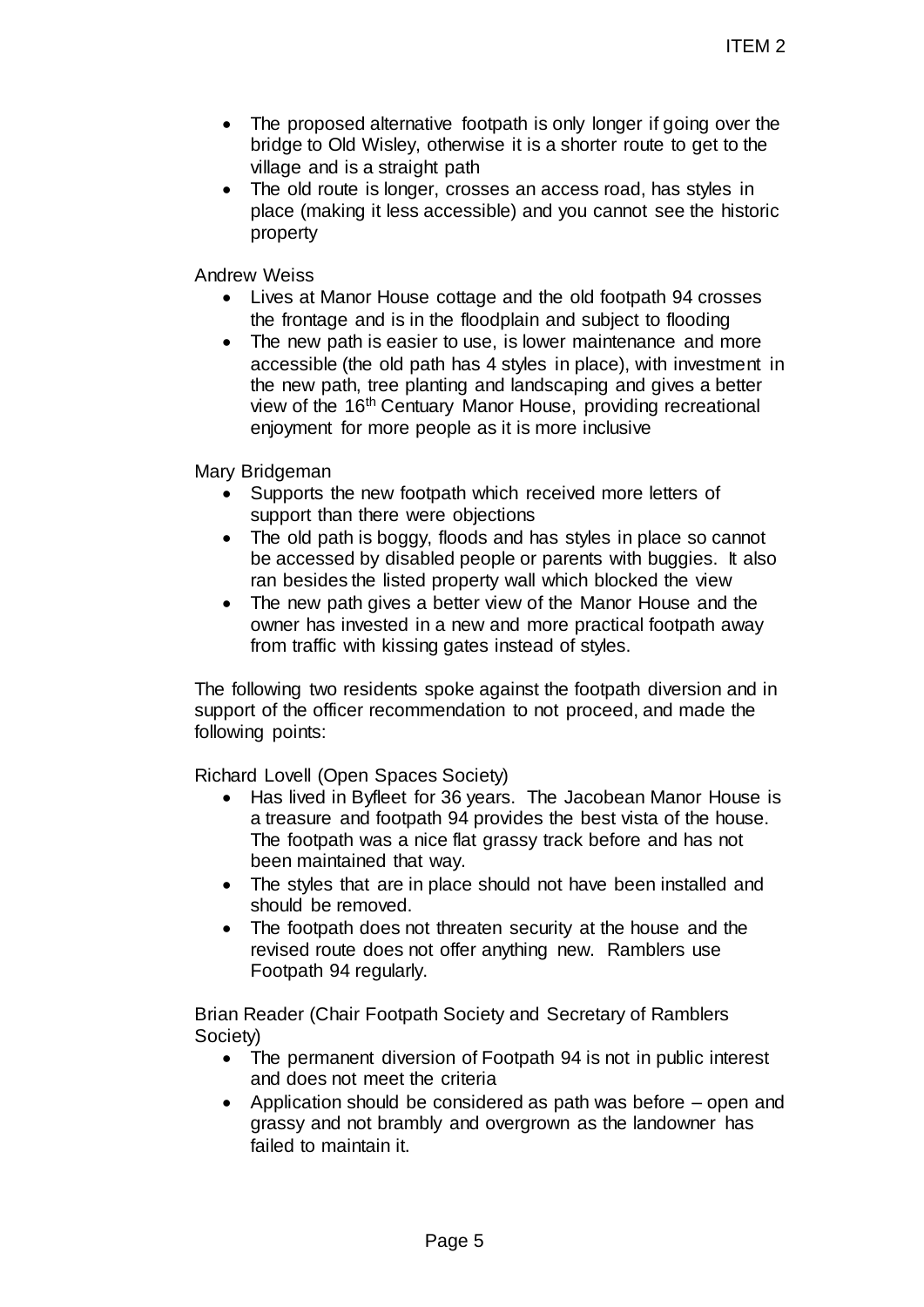- The proposed alternative footpath is only longer if going over the bridge to Old Wisley, otherwise it is a shorter route to get to the village and is a straight path
- The old route is longer, crosses an access road, has styles in place (making it less accessible) and you cannot see the historic property

Andrew Weiss

- Lives at Manor House cottage and the old footpath 94 crosses the frontage and is in the floodplain and subject to flooding
- The new path is easier to use, is lower maintenance and more accessible (the old path has 4 styles in place), with investment in the new path, tree planting and landscaping and gives a better view of the 16th Centuary Manor House, providing recreational enjoyment for more people as it is more inclusive

Mary Bridgeman

- Supports the new footpath which received more letters of support than there were objections
- The old path is boggy, floods and has styles in place so cannot be accessed by disabled people or parents with buggies. It also ran besides the listed property wall which blocked the view
- The new path gives a better view of the Manor House and the owner has invested in a new and more practical footpath away from traffic with kissing gates instead of styles.

The following two residents spoke against the footpath diversion and in support of the officer recommendation to not proceed, and made the following points:

Richard Lovell (Open Spaces Society)

- Has lived in Byfleet for 36 years. The Jacobean Manor House is a treasure and footpath 94 provides the best vista of the house. The footpath was a nice flat grassy track before and has not been maintained that way.
- The styles that are in place should not have been installed and should be removed.
- The footpath does not threaten security at the house and the revised route does not offer anything new. Ramblers use Footpath 94 regularly.

Brian Reader (Chair Footpath Society and Secretary of Ramblers Society)

- The permanent diversion of Footpath 94 is not in public interest and does not meet the criteria
- Application should be considered as path was before – open and grassy and not brambly and overgrown as the landowner has failed to maintain it.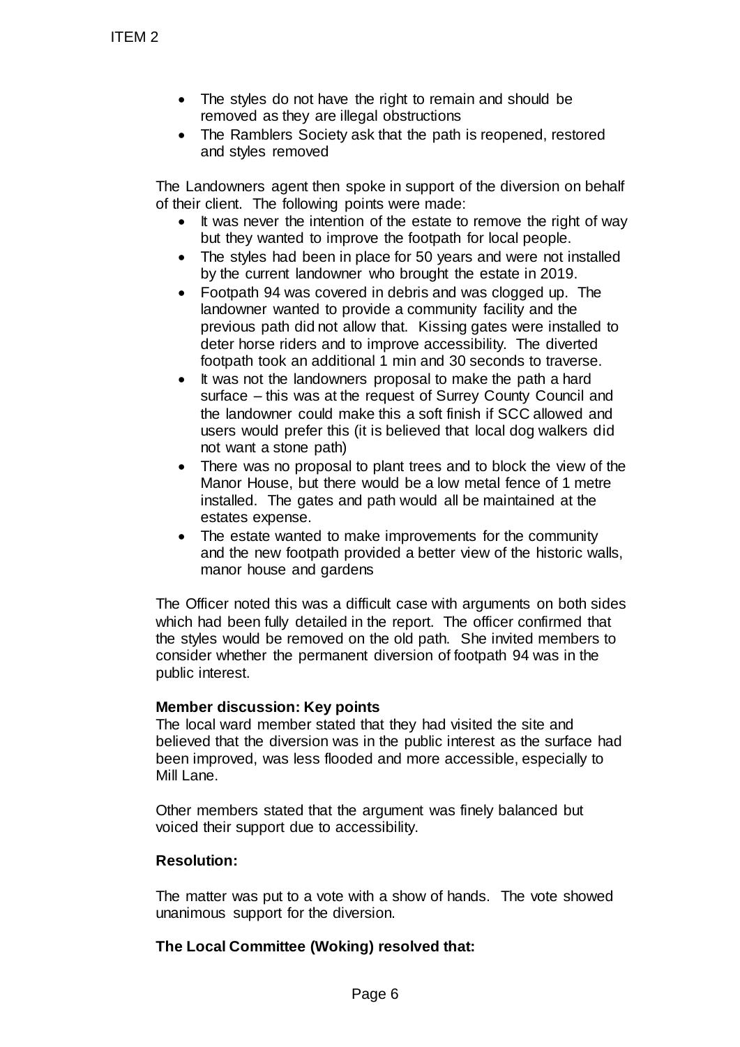- The styles do not have the right to remain and should be removed as they are illegal obstructions
- The Ramblers Society ask that the path is reopened, restored and styles removed

The Landowners agent then spoke in support of the diversion on behalf of their client. The following points were made:

- It was never the intention of the estate to remove the right of way but they wanted to improve the footpath for local people.
- The styles had been in place for 50 years and were not installed by the current landowner who brought the estate in 2019.
- Footpath 94 was covered in debris and was clogged up. The landowner wanted to provide a community facility and the previous path did not allow that. Kissing gates were installed to deter horse riders and to improve accessibility. The diverted footpath took an additional 1 min and 30 seconds to traverse.
- It was not the landowners proposal to make the path a hard surface – this was at the request of Surrey County Council and the landowner could make this a soft finish if SCC allowed and users would prefer this (it is believed that local dog walkers did not want a stone path)
- There was no proposal to plant trees and to block the view of the Manor House, but there would be a low metal fence of 1 metre installed. The gates and path would all be maintained at the estates expense.
- The estate wanted to make improvements for the community and the new footpath provided a better view of the historic walls, manor house and gardens

The Officer noted this was a difficult case with arguments on both sides which had been fully detailed in the report. The officer confirmed that the styles would be removed on the old path. She invited members to consider whether the permanent diversion of footpath 94 was in the public interest.

**Member discussion: Key points**

The local ward member stated that they had visited the site and believed that the diversion was in the public interest as the surface had been improved, was less flooded and more accessible, especially to Mill Lane.

Other members stated that the argument was finely balanced but voiced their support due to accessibility.

**Resolution:**

The matter was put to a vote with a show of hands. The vote showed unanimous support for the diversion.

**The Local Committee (Woking) resolved that:**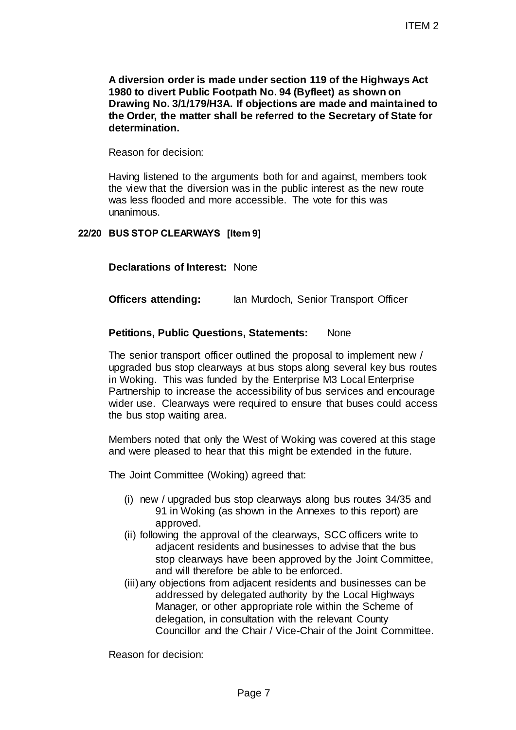**A diversion order is made under section 119 of the Highways Act 1980 to divert Public Footpath No. 94 (Byfleet) as shown on Drawing No. 3/1/179/H3A. If objections are made and maintained to the Order, the matter shall be referred to the Secretary of State for determination.**

Reason for decision:

Having listened to the arguments both for and against, members took the view that the diversion was in the public interest as the new route was less flooded and more accessible. The vote for this was unanimous.

## 22/20 BUS STOP CLEARWAYS [Item 9]

**Declarations of Interest:** None

**Officers attending:** Ian Murdoch, Senior Transport Officer

**Petitions, Public Questions, Statements:** None

The senior transport officer outlined the proposal to implement new / upgraded bus stop clearways at bus stops along several key bus routes in Woking. This was funded by the Enterprise M3 Local Enterprise Partnership to increase the accessibility of bus services and encourage wider use. Clearways were required to ensure that buses could access the bus stop waiting area.

Members noted that only the West of Woking was covered at this stage and were pleased to hear that this might be extended in the future.

The Joint Committee (Woking) agreed that:

(i) new / upgraded bus stop clearways along bus routes 34/35 and 91 in Woking (as shown in the Annexes to this report) are approved.

(ii) following the approval of the clearways, SCC officers write to adjacent residents and businesses to advise that the bus stop clearways have been approved by the Joint Committee, and will therefore be able to be enforced.

(iii) any objections from adjacent residents and businesses can be addressed by delegated authority by the Local Highways Manager, or other appropriate role within the Scheme of delegation, in consultation with the relevant County Councillor and the Chair / Vice-Chair of the Joint Committee.

Reason for decision: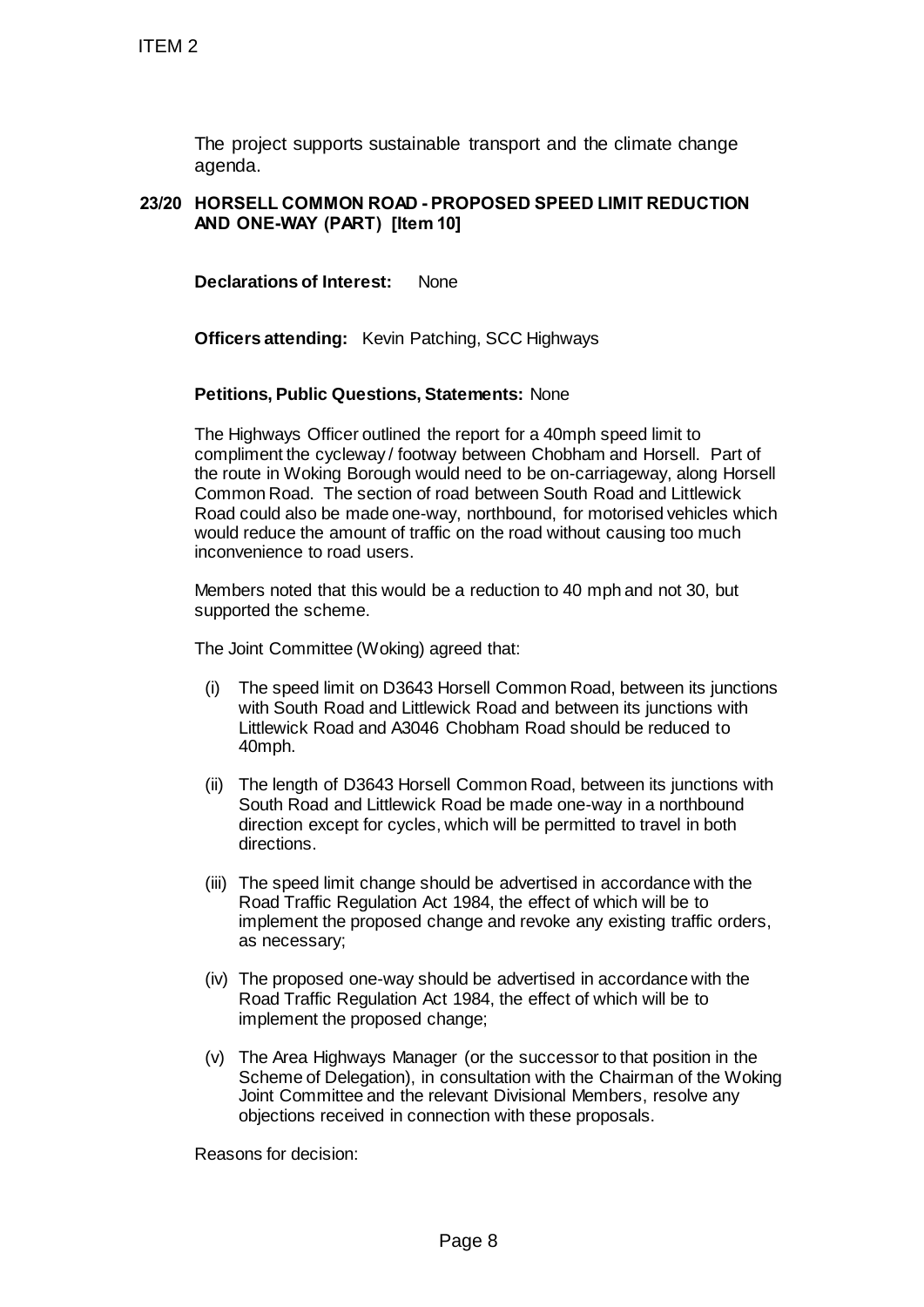The project supports sustainable transport and the climate change agenda.

**23/20 HORSELL COMMON ROAD - PROPOSED SPEED LIMIT REDUCTION AND ONE-WAY (PART) [Item 10]**

**Declarations of Interest:** None

**Officers attending:** Kevin Patching, SCC Highways

**Petitions, Public Questions, Statements:** None

The Highways Officer outlined the report for a 40mph speed limit to compliment the cycleway / footway between Chobham and Horsell. Part of the route in Woking Borough would need to be on-carriageway, along Horsell Common Road. The section of road between South Road and Littlewick Road could also be made one-way, northbound, for motorised vehicles which would reduce the amount of traffic on the road without causing too much inconvenience to road users.

Members noted that this would be a reduction to 40 mph and not 30, but supported the scheme.

The Joint Committee (Woking) agreed that:

(i) The speed limit on D3643 Horsell Common Road, between its junctions with South Road and Littlewick Road and between its junctions with Littlewick Road and A3046 Chobham Road should be reduced to 40mph.

(ii) The length of D3643 Horsell Common Road, between its junctions with South Road and Littlewick Road be made one-way in a northbound direction except for cycles, which will be permitted to travel in both directions.

(iii) The speed limit change should be advertised in accordance with the Road Traffic Regulation Act 1984, the effect of which will be to implement the proposed change and revoke any existing traffic orders, as necessary;

(iv) The proposed one-way should be advertised in accordance with the Road Traffic Regulation Act 1984, the effect of which will be to implement the proposed change;

(v) The Area Highways Manager (or the successor to that position in the Scheme of Delegation), in consultation with the Chairman of the Woking Joint Committee and the relevant Divisional Members, resolve any objections received in connection with these proposals.

Reasons for decision: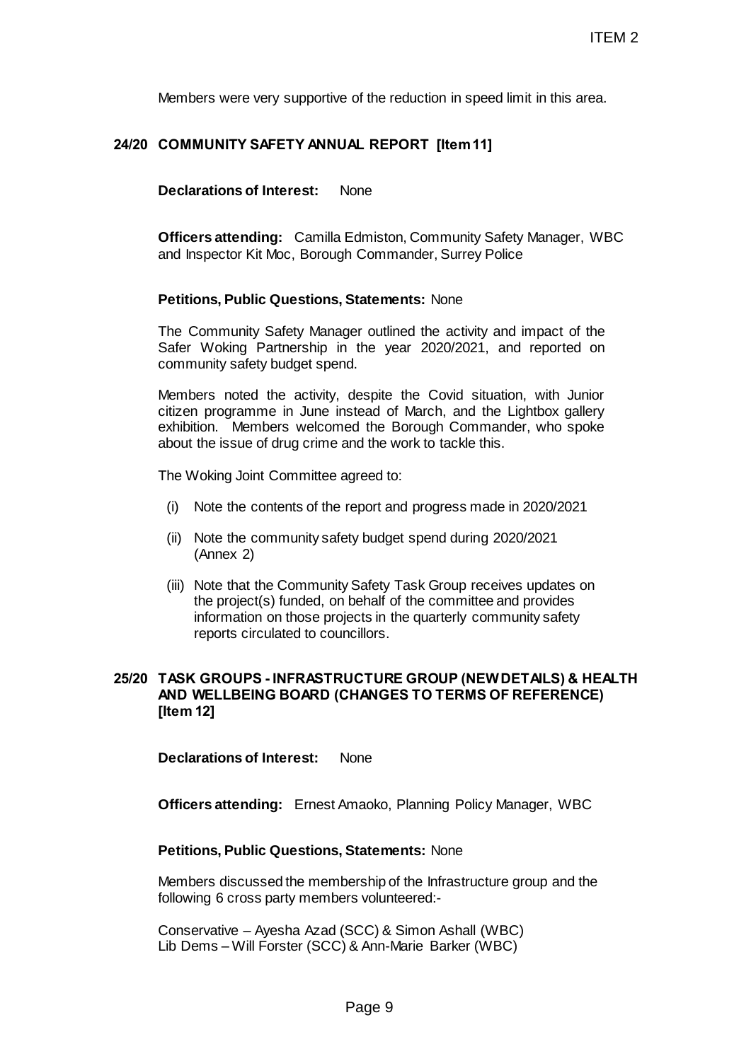Members were very supportive of the reduction in speed limit in this area.

## 24/20 COMMUNITY SAFETY ANNUAL REPORT [Item 11]

**Declarations of Interest:** None

**Officers attending:** Camilla Edmiston, Community Safety Manager, WBC and Inspector Kit Moc, Borough Commander, Surrey Police

**Petitions, Public Questions, Statements:** None

The Community Safety Manager outlined the activity and impact of the Safer Woking Partnership in the year 2020/2021, and reported on community safety budget spend.

Members noted the activity, despite the Covid situation, with Junior citizen programme in June instead of March, and the Lightbox gallery exhibition. Members welcomed the Borough Commander, who spoke about the issue of drug crime and the work to tackle this.

The Woking Joint Committee agreed to:

(i) Note the contents of the report and progress made in 2020/2021

(ii) Note the community safety budget spend during 2020/2021 (Annex 2)

(iii) Note that the Community Safety Task Group receives updates on the project(s) funded, on behalf of the committee and provides information on those projects in the quarterly community safety reports circulated to councillors.

## 25/20 TASK GROUPS - INFRASTRUCTURE GROUP (NEW DETAILS) & HEALTH AND WELLBEING BOARD (CHANGES TO TERMS OF REFERENCE) [Item 12]

**Declarations of Interest:** None

**Officers attending:** Ernest Amaoko, Planning Policy Manager, WBC

**Petitions, Public Questions, Statements:** None

Members discussed the membership of the Infrastructure group and the following 6 cross party members volunteered:-

Conservative – Ayesha Azad (SCC) & Simon Ashall (WBC)
Lib Dems – Will Forster (SCC) & Ann-Marie Barker (WBC)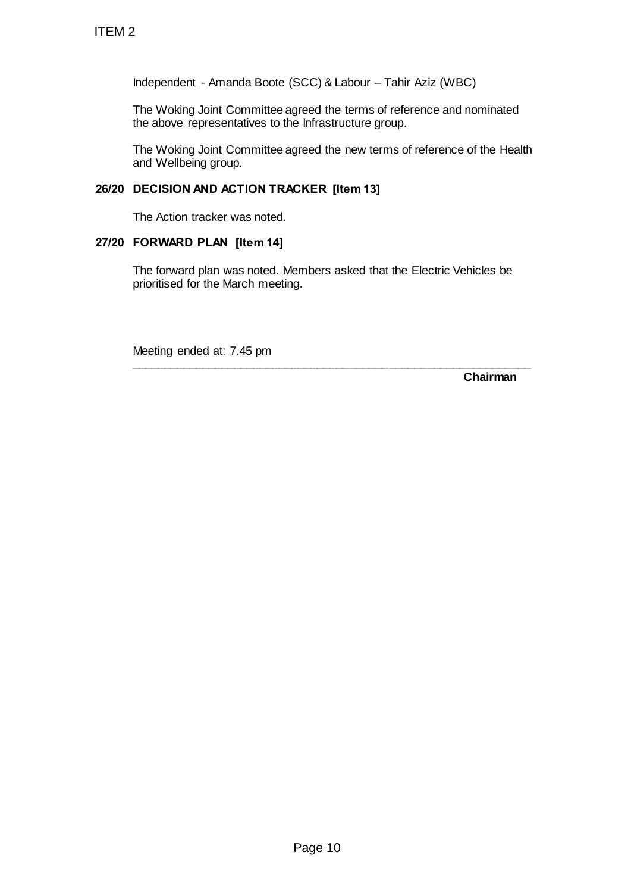Independent - Amanda Boote (SCC) & Labour – Tahir Aziz (WBC)

The Woking Joint Committee agreed the terms of reference and nominated the above representatives to the Infrastructure group.

The Woking Joint Committee agreed the new terms of reference of the Health and Wellbeing group.

**26/20 DECISION AND ACTION TRACKER [Item 13]**

The Action tracker was noted.

**27/20 FORWARD PLAN [Item 14]**

The forward plan was noted. Members asked that the Electric Vehicles be prioritised for the March meeting.

Meeting ended at: 7.45 pm

______________________________________________________________

**Chairman**